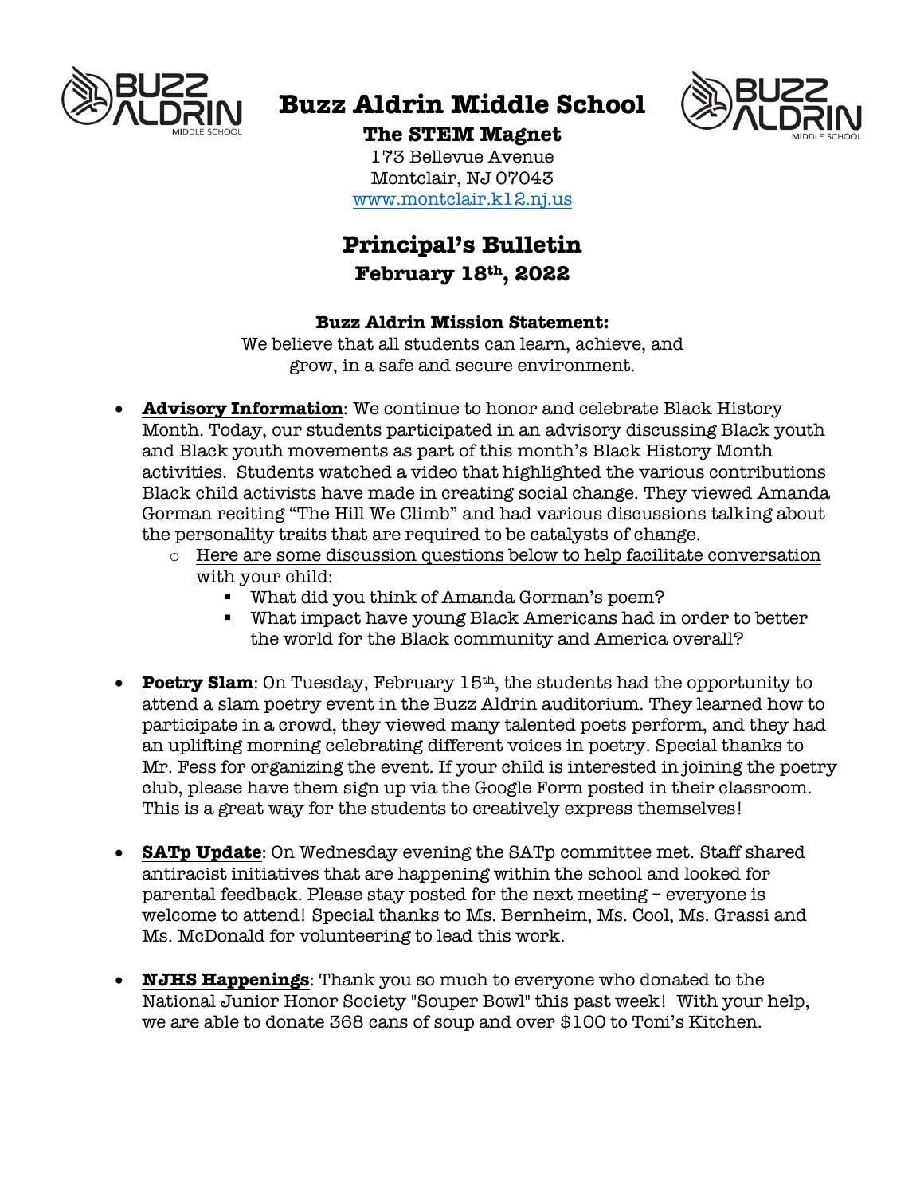# Buzz Aldrin Middle School

## The STEM Magnet

173 Bellevue Avenue
Montclair, NJ 07043
www.montclair.k12.nj.us

# Principal's Bulletin

## February 18th, 2022

**Buzz Aldrin Mission Statement:**

We believe that all students can learn, achieve, and grow, in a safe and secure environment.

- **Advisory Information**: We continue to honor and celebrate Black History Month. Today, our students participated in an advisory discussing Black youth and Black youth movements as part of this month's Black History Month activities. Students watched a video that highlighted the various contributions Black child activists have made in creating social change. They viewed Amanda Gorman reciting "The Hill We Climb" and had various discussions talking about the personality traits that are required to be catalysts of change.
  - Here are some discussion questions below to help facilitate conversation with your child:
    - What did you think of Amanda Gorman's poem?
    - What impact have young Black Americans had in order to better the world for the Black community and America overall?

- **Poetry Slam**: On Tuesday, February 15th, the students had the opportunity to attend a slam poetry event in the Buzz Aldrin auditorium. They learned how to participate in a crowd, they viewed many talented poets perform, and they had an uplifting morning celebrating different voices in poetry. Special thanks to Mr. Fess for organizing the event. If your child is interested in joining the poetry club, please have them sign up via the Google Form posted in their classroom. This is a great way for the students to creatively express themselves!

- **SATp Update**: On Wednesday evening the SATp committee met. Staff shared antiracist initiatives that are happening within the school and looked for parental feedback. Please stay posted for the next meeting – everyone is welcome to attend! Special thanks to Ms. Bernheim, Ms. Cool, Ms. Grassi and Ms. McDonald for volunteering to lead this work.

- **NJHS Happenings**: Thank you so much to everyone who donated to the National Junior Honor Society "Souper Bowl" this past week! With your help, we are able to donate 368 cans of soup and over $100 to Toni's Kitchen.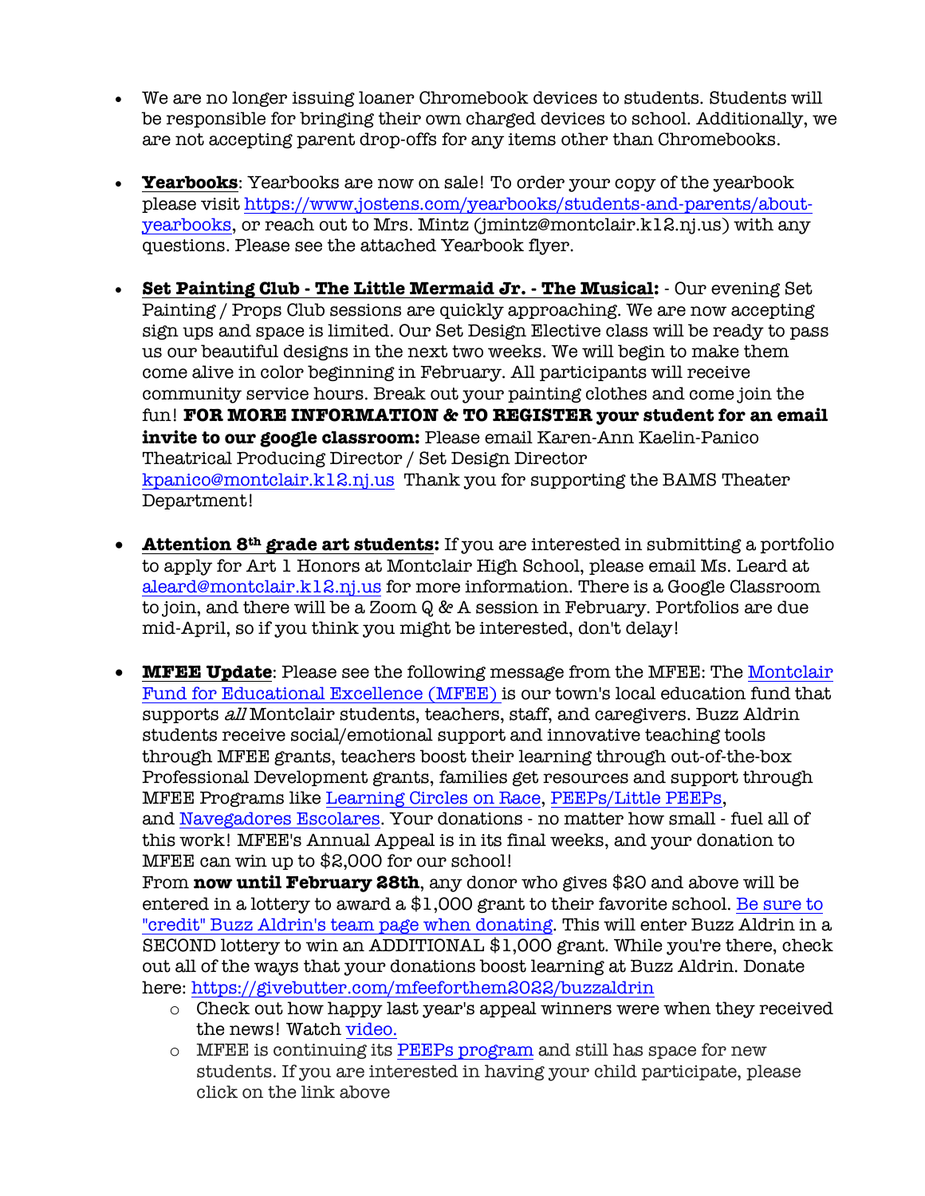- We are no longer issuing loaner Chromebook devices to students. Students will be responsible for bringing their own charged devices to school. Additionally, we are not accepting parent drop-offs for any items other than Chromebooks.

- **Yearbooks**: Yearbooks are now on sale! To order your copy of the yearbook please visit https://www.jostens.com/yearbooks/students-and-parents/about-yearbooks, or reach out to Mrs. Mintz (jmintz@montclair.k12.nj.us) with any questions. Please see the attached Yearbook flyer.

- **Set Painting Club - The Little Mermaid Jr. - The Musical:** - Our evening Set Painting / Props Club sessions are quickly approaching. We are now accepting sign ups and space is limited. Our Set Design Elective class will be ready to pass us our beautiful designs in the next two weeks. We will begin to make them come alive in color beginning in February. All participants will receive community service hours. Break out your painting clothes and come join the fun! **FOR MORE INFORMATION & TO REGISTER your student for an email invite to our google classroom:** Please email Karen-Ann Kaelin-Panico Theatrical Producing Director / Set Design Director kpanico@montclair.k12.nj.us Thank you for supporting the BAMS Theater Department!

- **Attention 8th grade art students:** If you are interested in submitting a portfolio to apply for Art 1 Honors at Montclair High School, please email Ms. Leard at aleard@montclair.k12.nj.us for more information. There is a Google Classroom to join, and there will be a Zoom Q & A session in February. Portfolios are due mid-April, so if you think you might be interested, don't delay!

- **MFEE Update**: Please see the following message from the MFEE: The Montclair Fund for Educational Excellence (MFEE) is our town's local education fund that supports *all* Montclair students, teachers, staff, and caregivers. Buzz Aldrin students receive social/emotional support and innovative teaching tools through MFEE grants, teachers boost their learning through out-of-the-box Professional Development grants, families get resources and support through MFEE Programs like Learning Circles on Race, PEEPs/Little PEEPs, and Navegadores Escolares. Your donations - no matter how small - fuel all of this work! MFEE's Annual Appeal is in its final weeks, and your donation to MFEE can win up to $2,000 for our school!
  From **now until February 28th**, any donor who gives $20 and above will be entered in a lottery to award a $1,000 grant to their favorite school. Be sure to "credit" Buzz Aldrin's team page when donating. This will enter Buzz Aldrin in a SECOND lottery to win an ADDITIONAL $1,000 grant. While you're there, check out all of the ways that your donations boost learning at Buzz Aldrin. Donate here: https://givebutter.com/mfeeforthem2022/buzzaldrin
  - Check out how happy last year's appeal winners were when they received the news! Watch video.
  - MFEE is continuing its PEEPs program and still has space for new students. If you are interested in having your child participate, please click on the link above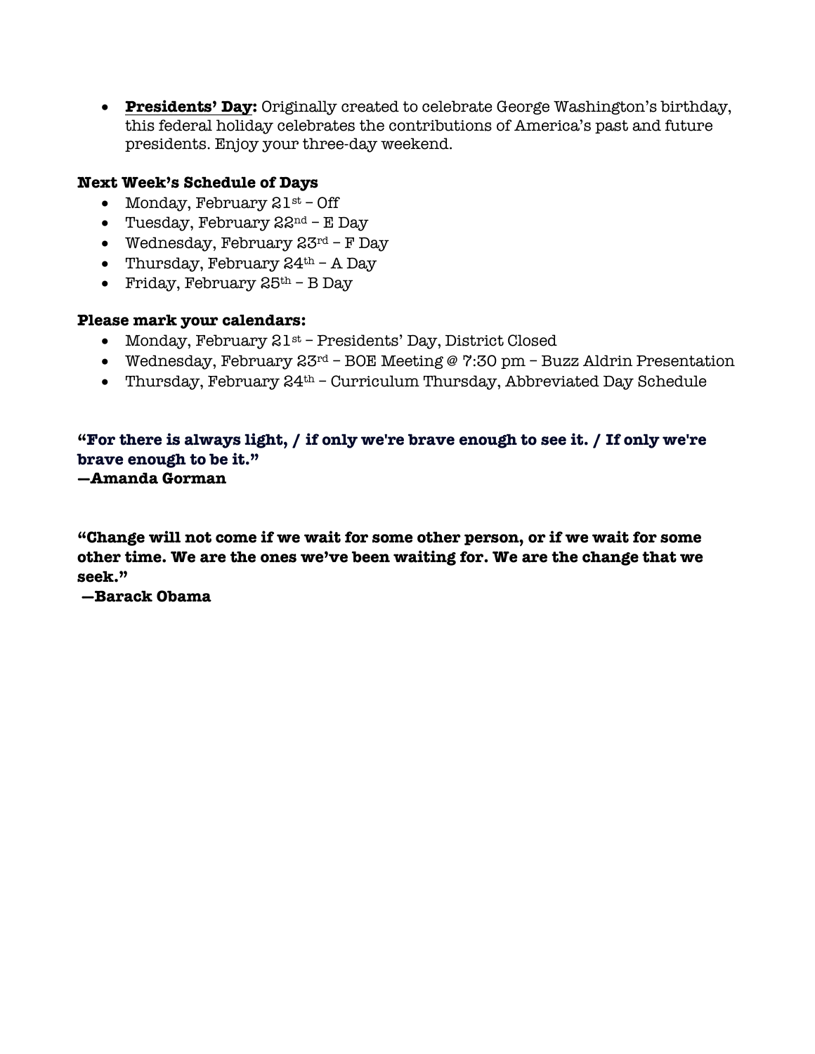- **Presidents' Day:** Originally created to celebrate George Washington's birthday, this federal holiday celebrates the contributions of America's past and future presidents. Enjoy your three-day weekend.

**Next Week's Schedule of Days**

- Monday, February 21st – Off
- Tuesday, February 22nd – E Day
- Wednesday, February 23rd – F Day
- Thursday, February 24th – A Day
- Friday, February 25th – B Day

**Please mark your calendars:**

- Monday, February 21st – Presidents' Day, District Closed
- Wednesday, February 23rd – BOE Meeting @ 7:30 pm – Buzz Aldrin Presentation
- Thursday, February 24th – Curriculum Thursday, Abbreviated Day Schedule

**"For there is always light, / if only we're brave enough to see it. / If only we're brave enough to be it."**
**—Amanda Gorman**

**"Change will not come if we wait for some other person, or if we wait for some other time. We are the ones we've been waiting for. We are the change that we seek."**
**—Barack Obama**